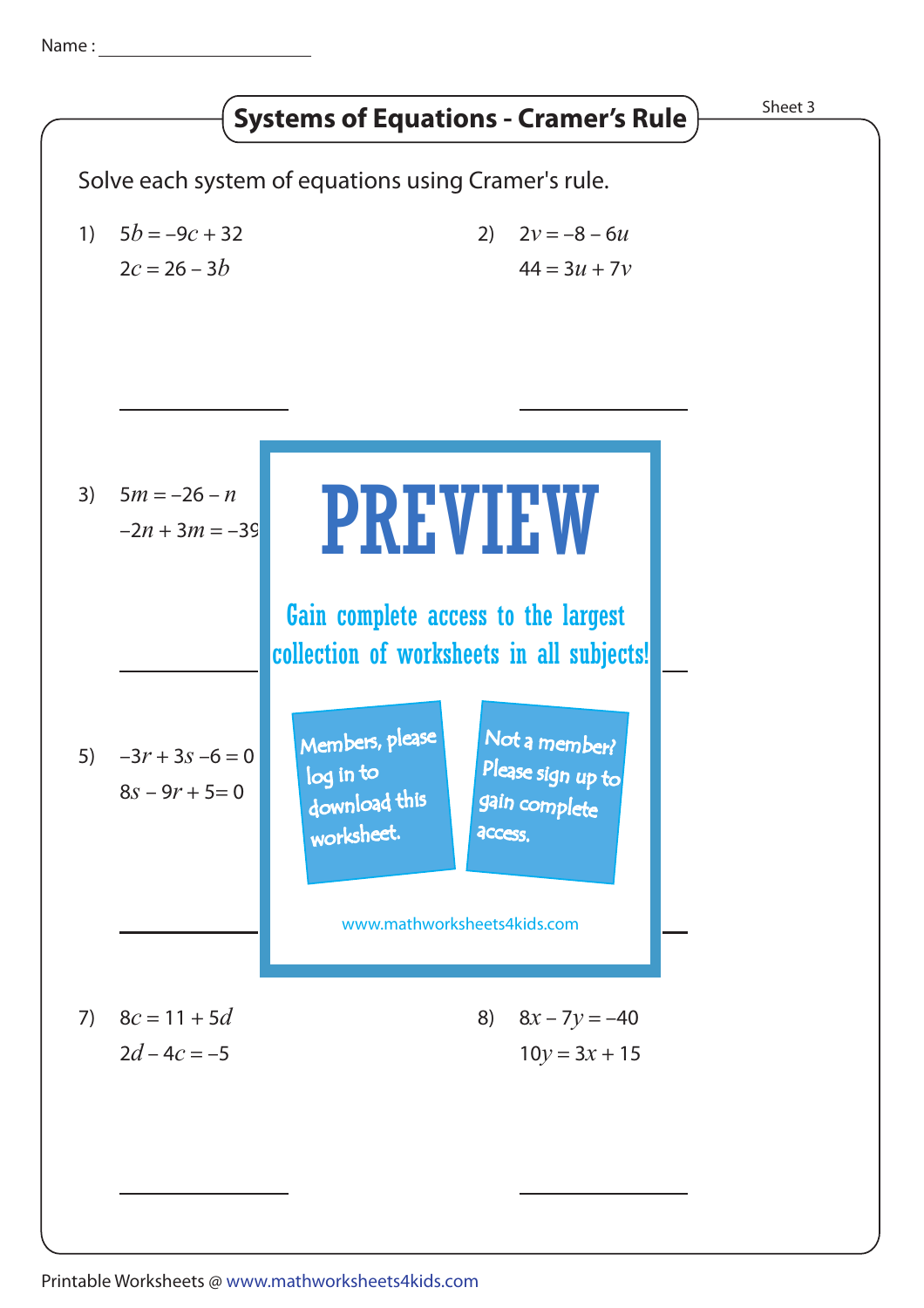Name : ____________________

# Systems of Equations - Cramer's Rule

Sheet 3

Solve each system of equations using Cramer's rule.

1) $5b = -9c + 32$
$2c = 26 - 3b$

2) $2v = -8 - 6u$
$44 = 3u + 7v$

3) $5m = -26 - n$
$-2n + 3m = -39$

5) $-3r + 3s - 6 = 0$
$8s - 9r + 5 = 0$

PREVIEW

Gain complete access to the largest collection of worksheets in all subjects!

Members, please log in to download this worksheet.

Not a member? Please sign up to gain complete access.

www.mathworksheets4kids.com

7) $8c = 11 + 5d$
$2d - 4c = -5$

8) $8x - 7y = -40$
$10y = 3x + 15$

Printable Worksheets @ www.mathworksheets4kids.com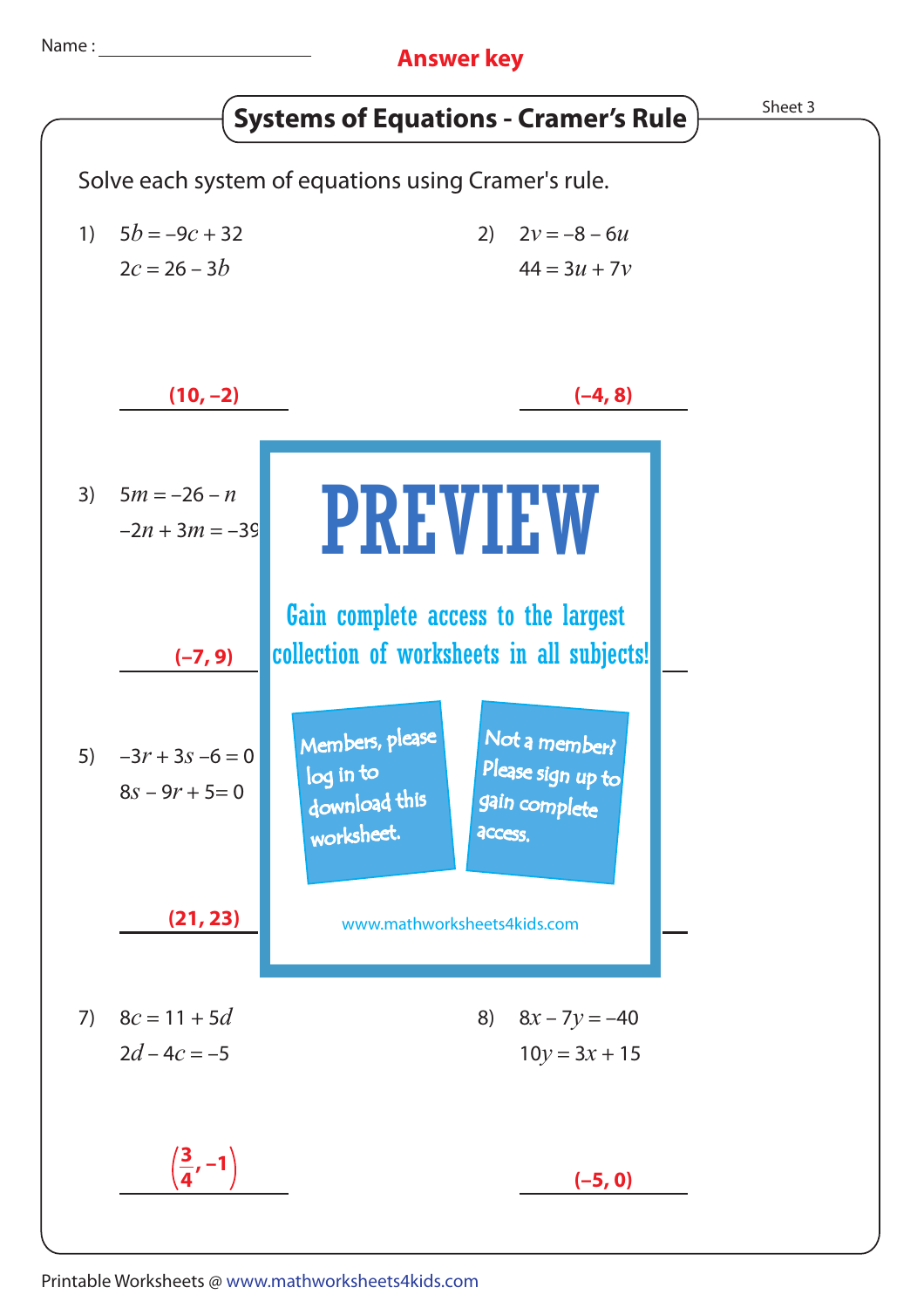Name :

**Answer key**

# Systems of Equations - Cramer's Rule

Sheet 3

Solve each system of equations using Cramer's rule.

1) $5b = -9c + 32$

$2c = 26 - 3b$

**(10, –2)**

2) $2v = -8 - 6u$

$44 = 3u + 7v$

**(–4, 8)**

3) $5m = -26 - n$

$-2n + 3m = -39$

**(–7, 9)**

PREVIEW

Gain complete access to the largest collection of worksheets in all subjects!

Members, please log in to download this worksheet.

Not a member? Please sign up to gain complete access.

www.mathworksheets4kids.com

5) $-3r + 3s - 6 = 0$

$8s - 9r + 5 = 0$

**(21, 23)**

7) $8c = 11 + 5d$

$2d - 4c = -5$

$\left(\frac{3}{4}, -1\right)$

8) $8x - 7y = -40$

$10y = 3x + 15$

**(–5, 0)**

Printable Worksheets @ www.mathworksheets4kids.com